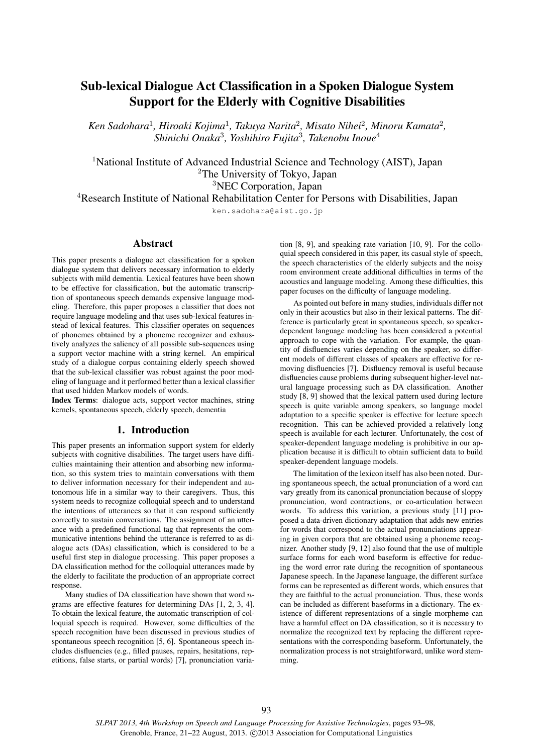# Sub-lexical Dialogue Act Classification in a Spoken Dialogue System Support for the Elderly with Cognitive Disabilities

*Ken Sadohara*[1], *Hiroaki Kojima*[1], *Takuya Narita*[2], *Misato Nihei*[2], *Minoru Kamata*[2], *Shinichi Onaka*[3], *Yoshihiro Fujita*[3], *Takenobu Inoue*[4]

[1]National Institute of Advanced Industrial Science and Technology (AIST), Japan
[2]The University of Tokyo, Japan
[3]NEC Corporation, Japan
[4]Research Institute of National Rehabilitation Center for Persons with Disabilities, Japan

ken.sadohara@aist.go.jp

## Abstract

This paper presents a dialogue act classification for a spoken dialogue system that delivers necessary information to elderly subjects with mild dementia. Lexical features have been shown to be effective for classification, but the automatic transcription of spontaneous speech demands expensive language modeling. Therefore, this paper proposes a classifier that does not require language modeling and that uses sub-lexical features instead of lexical features. This classifier operates on sequences of phonemes obtained by a phoneme recognizer and exhaustively analyzes the saliency of all possible sub-sequences using a support vector machine with a string kernel. An empirical study of a dialogue corpus containing elderly speech showed that the sub-lexical classifier was robust against the poor modeling of language and it performed better than a lexical classifier that used hidden Markov models of words.

**Index Terms**: dialogue acts, support vector machines, string kernels, spontaneous speech, elderly speech, dementia

## 1. Introduction

This paper presents an information support system for elderly subjects with cognitive disabilities. The target users have difficulties maintaining their attention and absorbing new information, so this system tries to maintain conversations with them to deliver information necessary for their independent and autonomous life in a similar way to their caregivers. Thus, this system needs to recognize colloquial speech and to understand the intentions of utterances so that it can respond sufficiently correctly to sustain conversations. The assignment of an utterance with a predefined functional tag that represents the communicative intentions behind the utterance is referred to as dialogue acts (DAs) classification, which is considered to be a useful first step in dialogue processing. This paper proposes a DA classification method for the colloquial utterances made by the elderly to facilitate the production of an appropriate correct response.

Many studies of DA classification have shown that word $n$-grams are effective features for determining DAs [1, 2, 3, 4]. To obtain the lexical feature, the automatic transcription of colloquial speech is required. However, some difficulties of the speech recognition have been discussed in previous studies of spontaneous speech recognition [5, 6]. Spontaneous speech includes disfluencies (e.g., filled pauses, repairs, hesitations, repetitions, false starts, or partial words) [7], pronunciation variation [8, 9], and speaking rate variation [10, 9]. For the colloquial speech considered in this paper, its casual style of speech, the speech characteristics of the elderly subjects and the noisy room environment create additional difficulties in terms of the acoustics and language modeling. Among these difficulties, this paper focuses on the difficulty of language modeling.

As pointed out before in many studies, individuals differ not only in their acoustics but also in their lexical patterns. The difference is particularly great in spontaneous speech, so speaker-dependent language modeling has been considered a potential approach to cope with the variation. For example, the quantity of disfluencies varies depending on the speaker, so different models of different classes of speakers are effective for removing disfluencies [7]. Disfluency removal is useful because disfluencies cause problems during subsequent higher-level natural language processing such as DA classification. Another study [8, 9] showed that the lexical pattern used during lecture speech is quite variable among speakers, so language model adaptation to a specific speaker is effective for lecture speech recognition. This can be achieved provided a relatively long speech is available for each lecturer. Unfortunately, the cost of speaker-dependent language modeling is prohibitive in our application because it is difficult to obtain sufficient data to build speaker-dependent language models.

The limitation of the lexicon itself has also been noted. During spontaneous speech, the actual pronunciation of a word can vary greatly from its canonical pronunciation because of sloppy pronunciation, word contractions, or co-articulation between words. To address this variation, a previous study [11] proposed a data-driven dictionary adaptation that adds new entries for words that correspond to the actual pronunciations appearing in given corpora that are obtained using a phoneme recognizer. Another study [9, 12] also found that the use of multiple surface forms for each word baseform is effective for reducing the word error rate during the recognition of spontaneous Japanese speech. In the Japanese language, the different surface forms can be represented as different words, which ensures that they are faithful to the actual pronunciation. Thus, these words can be included as different baseforms in a dictionary. The existence of different representations of a single morpheme can have a harmful effect on DA classification, so it is necessary to normalize the recognized text by replacing the different representations with the corresponding baseform. Unfortunately, the normalization process is not straightforward, unlike word stemming.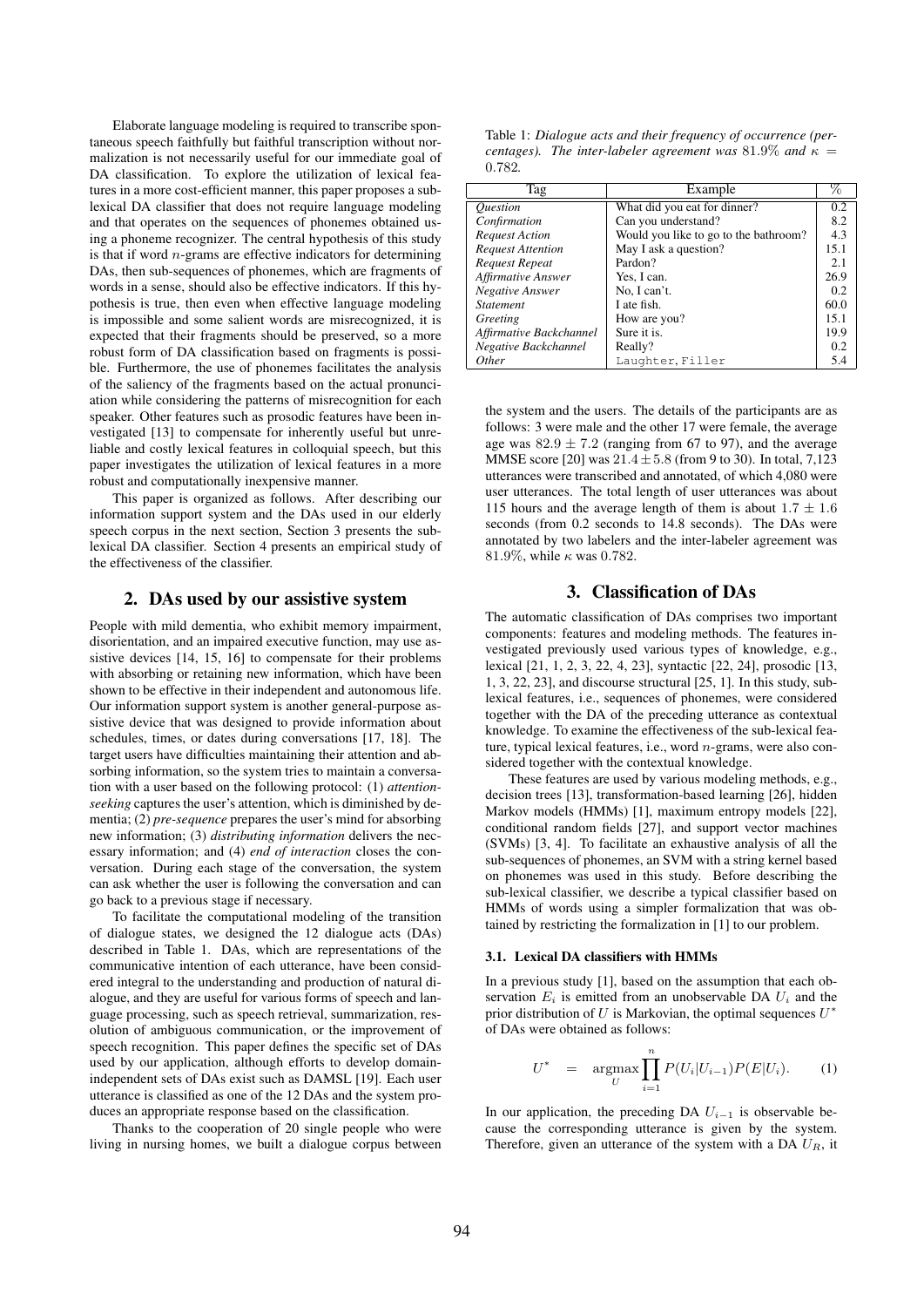Elaborate language modeling is required to transcribe spontaneous speech faithfully but faithful transcription without normalization is not necessarily useful for our immediate goal of DA classification. To explore the utilization of lexical features in a more cost-efficient manner, this paper proposes a sub-lexical DA classifier that does not require language modeling and that operates on the sequences of phonemes obtained using a phoneme recognizer. The central hypothesis of this study is that if word $n$-grams are effective indicators for determining DAs, then sub-sequences of phonemes, which are fragments of words in a sense, should also be effective indicators. If this hypothesis is true, then even when effective language modeling is impossible and some salient words are misrecognized, it is expected that their fragments should be preserved, so a more robust form of DA classification based on fragments is possible. Furthermore, the use of phonemes facilitates the analysis of the saliency of the fragments based on the actual pronunciation while considering the patterns of misrecognition for each speaker. Other features such as prosodic features have been investigated [13] to compensate for inherently useful but unreliable and costly lexical features in colloquial speech, but this paper investigates the utilization of lexical features in a more robust and computationally inexpensive manner.

This paper is organized as follows. After describing our information support system and the DAs used in our elderly speech corpus in the next section, Section 3 presents the sub-lexical DA classifier. Section 4 presents an empirical study of the effectiveness of the classifier.

## 2. DAs used by our assistive system

People with mild dementia, who exhibit memory impairment, disorientation, and an impaired executive function, may use assistive devices [14, 15, 16] to compensate for their problems with absorbing or retaining new information, which have been shown to be effective in their independent and autonomous life. Our information support system is another general-purpose assistive device that was designed to provide information about schedules, times, or dates during conversations [17, 18]. The target users have difficulties maintaining their attention and absorbing information, so the system tries to maintain a conversation with a user based on the following protocol: (1) *attention-seeking* captures the user's attention, which is diminished by dementia; (2) *pre-sequence* prepares the user's mind for absorbing new information; (3) *distributing information* delivers the necessary information; and (4) *end of interaction* closes the conversation. During each stage of the conversation, the system can ask whether the user is following the conversation and can go back to a previous stage if necessary.

To facilitate the computational modeling of the transition of dialogue states, we designed the 12 dialogue acts (DAs) described in Table 1. DAs, which are representations of the communicative intention of each utterance, have been considered integral to the understanding and production of natural dialogue, and they are useful for various forms of speech and language processing, such as speech retrieval, summarization, resolution of ambiguous communication, or the improvement of speech recognition. This paper defines the specific set of DAs used by our application, although efforts to develop domain-independent sets of DAs exist such as DAMSL [19]. Each user utterance is classified as one of the 12 DAs and the system produces an appropriate response based on the classification.

Thanks to the cooperation of 20 single people who were living in nursing homes, we built a dialogue corpus between the system and the users. The details of the participants are as follows: 3 were male and the other 17 were female, the average age was $82.9 \pm 7.2$ (ranging from 67 to 97), and the average MMSE score [20] was $21.4 \pm 5.8$ (from 9 to 30). In total, 7,123 utterances were transcribed and annotated, of which 4,080 were user utterances. The total length of user utterances was about 115 hours and the average length of them is about $1.7 \pm 1.6$ seconds (from 0.2 seconds to 14.8 seconds). The DAs were annotated by two labelers and the inter-labeler agreement was 81.9%, while $\kappa$ was 0.782.

Table 1: *Dialogue acts and their frequency of occurrence (percentages). The inter-labeler agreement was 81.9% and $\kappa = 0.782$.*

| Tag | Example | % |
|---|---|---|
| *Question* | What did you eat for dinner? | 0.2 |
| *Confirmation* | Can you understand? | 8.2 |
| *Request Action* | Would you like to go to the bathroom? | 4.3 |
| *Request Attention* | May I ask a question? | 15.1 |
| *Request Repeat* | Pardon? | 2.1 |
| *Affirmative Answer* | Yes, I can. | 26.9 |
| *Negative Answer* | No, I can't. | 0.2 |
| *Statement* | I ate fish. | 60.0 |
| *Greeting* | How are you? | 15.1 |
| *Affirmative Backchannel* | Sure it is. | 19.9 |
| *Negative Backchannel* | Really? | 0.2 |
| *Other* | `Laughter, Filler` | 5.4 |

## 3. Classification of DAs

The automatic classification of DAs comprises two important components: features and modeling methods. The features investigated previously used various types of knowledge, e.g., lexical [21, 1, 2, 3, 22, 4, 23], syntactic [22, 24], prosodic [13, 1, 3, 22, 23], and discourse structural [25, 1]. In this study, sub-lexical features, i.e., sequences of phonemes, were considered together with the DA of the preceding utterance as contextual knowledge. To examine the effectiveness of the sub-lexical feature, typical lexical features, i.e., word $n$-grams, were also considered together with the contextual knowledge.

These features are used by various modeling methods, e.g., decision trees [13], transformation-based learning [26], hidden Markov models (HMMs) [1], maximum entropy models [22], conditional random fields [27], and support vector machines (SVMs) [3, 4]. To facilitate an exhaustive analysis of all the sub-sequences of phonemes, an SVM with a string kernel based on phonemes was used in this study. Before describing the sub-lexical classifier, we describe a typical classifier based on HMMs of words using a simpler formalization that was obtained by restricting the formalization in [1] to our problem.

### 3.1. Lexical DA classifiers with HMMs

In a previous study [1], based on the assumption that each observation $E_i$ is emitted from an unobservable DA $U_i$ and the prior distribution of $U$ is Markovian, the optimal sequences $U^*$ of DAs were obtained as follows:

$$U^* = \underset{U}{\operatorname{argmax}} \prod_{i=1}^{n} P(U_i|U_{i-1})P(E|U_i). \qquad (1)$$

In our application, the preceding DA $U_{i-1}$ is observable because the corresponding utterance is given by the system. Therefore, given an utterance of the system with a DA $U_R$, it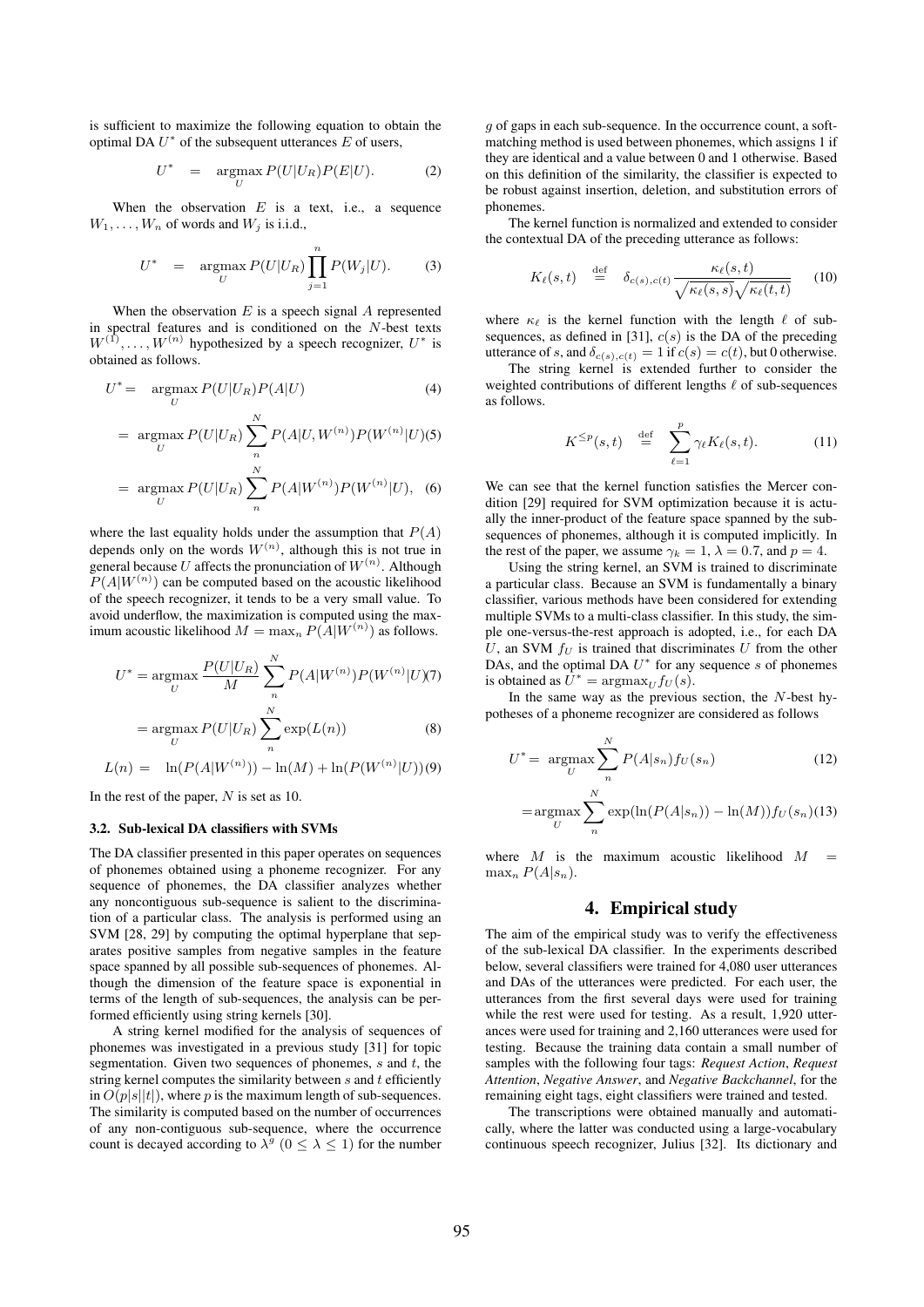is sufficient to maximize the following equation to obtain the optimal DA $U^*$ of the subsequent utterances $E$ of users,

$$U^* = \operatorname*{argmax}_U P(U|U_R)P(E|U). \tag{2}$$

When the observation $E$ is a text, i.e., a sequence $W_1, \ldots, W_n$ of words and $W_j$ is i.i.d.,

$$U^* = \operatorname*{argmax}_U P(U|U_R) \prod_{j=1}^{n} P(W_j|U). \tag{3}$$

When the observation $E$ is a speech signal $A$ represented in spectral features and is conditioned on the $N$-best texts $W^{(1)}, \ldots, W^{(n)}$ hypothesized by a speech recognizer, $U^*$ is obtained as follows.

$$U^* = \operatorname*{argmax}_U P(U|U_R)P(A|U) \tag{4}$$

$$= \operatorname*{argmax}_U P(U|U_R) \sum_n^N P(A|U, W^{(n)})P(W^{(n)}|U) \tag{5}$$

$$= \operatorname*{argmax}_U P(U|U_R) \sum_n^N P(A|W^{(n)})P(W^{(n)}|U), \tag{6}$$

where the last equality holds under the assumption that $P(A)$ depends only on the words $W^{(n)}$, although this is not true in general because $U$ affects the pronunciation of $W^{(n)}$. Although $P(A|W^{(n)})$ can be computed based on the acoustic likelihood of the speech recognizer, it tends to be a very small value. To avoid underflow, the maximization is computed using the maximum acoustic likelihood $M = \max_n P(A|W^{(n)})$ as follows.

$$U^* = \operatorname*{argmax}_U \frac{P(U|U_R)}{M} \sum_n^N P(A|W^{(n)})P(W^{(n)}|U) \tag{7}$$

$$= \operatorname*{argmax}_U P(U|U_R) \sum_n^N \exp(L(n)) \tag{8}$$

$$L(n) = \ln(P(A|W^{(n)})) - \ln(M) + \ln(P(W^{(n)}|U)) \tag{9}$$

In the rest of the paper, $N$ is set as 10.

### 3.2. Sub-lexical DA classifiers with SVMs

The DA classifier presented in this paper operates on sequences of phonemes obtained using a phoneme recognizer. For any sequence of phonemes, the DA classifier analyzes whether any noncontiguous sub-sequence is salient to the discrimination of a particular class. The analysis is performed using an SVM [28, 29] by computing the optimal hyperplane that separates positive samples from negative samples in the feature space spanned by all possible sub-sequences of phonemes. Although the dimension of the feature space is exponential in terms of the length of sub-sequences, the analysis can be performed efficiently using string kernels [30].

A string kernel modified for the analysis of sequences of phonemes was investigated in a previous study [31] for topic segmentation. Given two sequences of phonemes, $s$ and $t$, the string kernel computes the similarity between $s$ and $t$ efficiently in $O(p|s||t|)$, where $p$ is the maximum length of sub-sequences. The similarity is computed based on the number of occurrences of any non-contiguous sub-sequence, where the occurrence count is decayed according to $\lambda^g$ $(0 \leq \lambda \leq 1)$ for the number $g$ of gaps in each sub-sequence. In the occurrence count, a soft-matching method is used between phonemes, which assigns 1 if they are identical and a value between 0 and 1 otherwise. Based on this definition of the similarity, the classifier is expected to be robust against insertion, deletion, and substitution errors of phonemes.

The kernel function is normalized and extended to consider the contextual DA of the preceding utterance as follows:

$$K_\ell(s,t) \stackrel{\text{def}}{=} \delta_{c(s),c(t)} \frac{\kappa_\ell(s,t)}{\sqrt{\kappa_\ell(s,s)}\sqrt{\kappa_\ell(t,t)}} \tag{10}$$

where $\kappa_\ell$ is the kernel function with the length $\ell$ of sub-sequences, as defined in [31], $c(s)$ is the DA of the preceding utterance of $s$, and $\delta_{c(s),c(t)} = 1$ if $c(s) = c(t)$, but 0 otherwise.

The string kernel is extended further to consider the weighted contributions of different lengths $\ell$ of sub-sequences as follows.

$$K^{\leq p}(s,t) \stackrel{\text{def}}{=} \sum_{\ell=1}^{p} \gamma_\ell K_\ell(s,t). \tag{11}$$

We can see that the kernel function satisfies the Mercer condition [29] required for SVM optimization because it is actually the inner-product of the feature space spanned by the sub-sequences of phonemes, although it is computed implicitly. In the rest of the paper, we assume $\gamma_k = 1$, $\lambda = 0.7$, and $p = 4$.

Using the string kernel, an SVM is trained to discriminate a particular class. Because an SVM is fundamentally a binary classifier, various methods have been considered for extending multiple SVMs to a multi-class classifier. In this study, the simple one-versus-the-rest approach is adopted, i.e., for each DA $U$, an SVM $f_U$ is trained that discriminates $U$ from the other DAs, and the optimal DA $U^*$ for any sequence $s$ of phonemes is obtained as $U^* = \operatorname{argmax}_U f_U(s)$.

In the same way as the previous section, the $N$-best hypotheses of a phoneme recognizer are considered as follows

$$U^* = \operatorname*{argmax}_U \sum_n^N P(A|s_n) f_U(s_n) \tag{12}$$

$$= \operatorname*{argmax}_U \sum_n^N \exp(\ln(P(A|s_n)) - \ln(M)) f_U(s_n) \tag{13}$$

where $M$ is the maximum acoustic likelihood $M = \max_n P(A|s_n)$.

## 4. Empirical study

The aim of the empirical study was to verify the effectiveness of the sub-lexical DA classifier. In the experiments described below, several classifiers were trained for 4,080 user utterances and DAs of the utterances were predicted. For each user, the utterances from the first several days were used for training while the rest were used for testing. As a result, 1,920 utterances were used for training and 2,160 utterances were used for testing. Because the training data contain a small number of samples with the following four tags: *Request Action*, *Request Attention*, *Negative Answer*, and *Negative Backchannel*, for the remaining eight tags, eight classifiers were trained and tested.

The transcriptions were obtained manually and automatically, where the latter was conducted using a large-vocabulary continuous speech recognizer, Julius [32]. Its dictionary and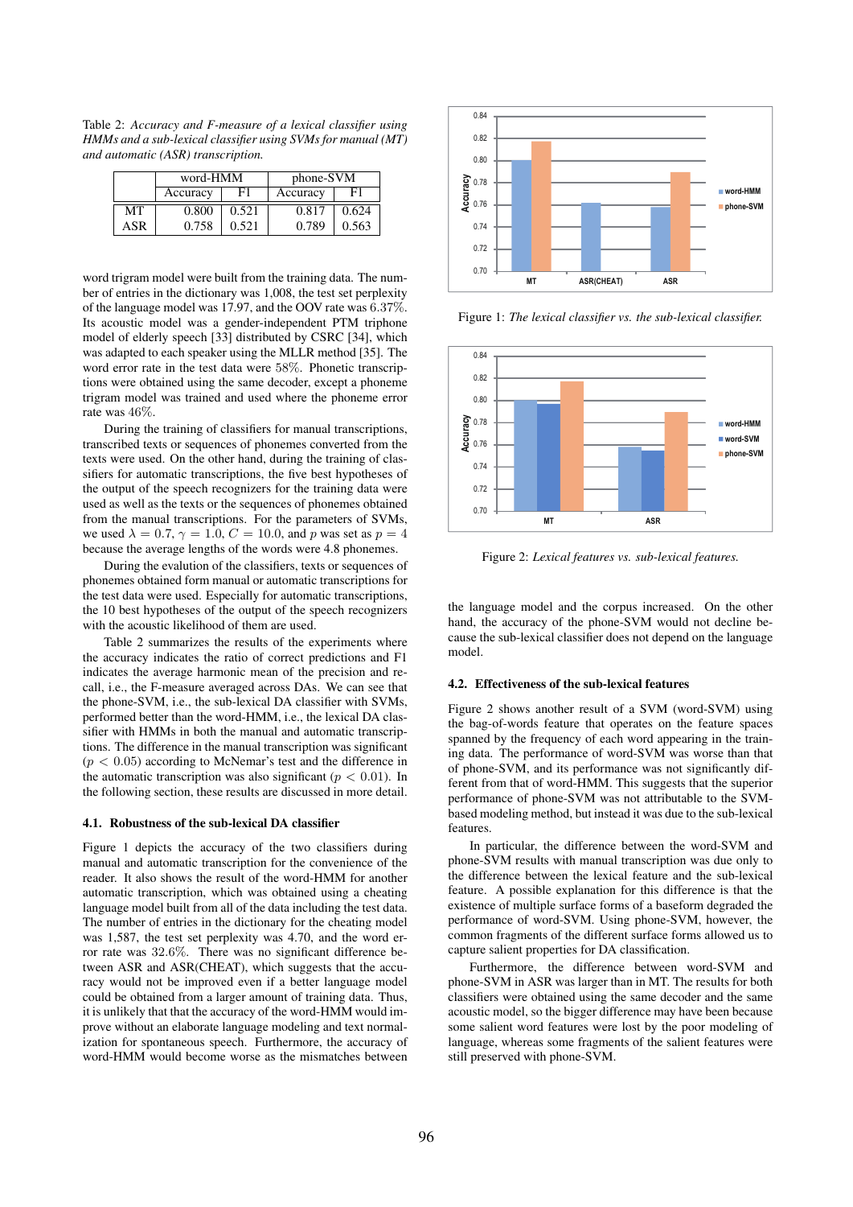Table 2: *Accuracy and F-measure of a lexical classifier using HMMs and a sub-lexical classifier using SVMs for manual (MT) and automatic (ASR) transcription.*

| | word-HMM | | phone-SVM | |
|---|---|---|---|---|
| | Accuracy | F1 | Accuracy | F1 |
| MT | 0.800 | 0.521 | 0.817 | 0.624 |
| ASR | 0.758 | 0.521 | 0.789 | 0.563 |

word trigram model were built from the training data. The number of entries in the dictionary was 1,008, the test set perplexity of the language model was 17.97, and the OOV rate was 6.37%. Its acoustic model was a gender-independent PTM triphone model of elderly speech [33] distributed by CSRC [34], which was adapted to each speaker using the MLLR method [35]. The word error rate in the test data were 58%. Phonetic transcriptions were obtained using the same decoder, except a phoneme trigram model was trained and used where the phoneme error rate was 46%.

During the training of classifiers for manual transcriptions, transcribed texts or sequences of phonemes converted from the texts were used. On the other hand, during the training of classifiers for automatic transcriptions, the five best hypotheses of the output of the speech recognizers for the training data were used as well as the texts or the sequences of phonemes obtained from the manual transcriptions. For the parameters of SVMs, we used $\lambda = 0.7$, $\gamma = 1.0$, $C = 10.0$, and $p$ was set as $p = 4$ because the average lengths of the words were 4.8 phonemes.

During the evalution of the classifiers, texts or sequences of phonemes obtained form manual or automatic transcriptions for the test data were used. Especially for automatic transcriptions, the 10 best hypotheses of the output of the speech recognizers with the acoustic likelihood of them are used.

Table 2 summarizes the results of the experiments where the accuracy indicates the ratio of correct predictions and F1 indicates the average harmonic mean of the precision and recall, i.e., the F-measure averaged across DAs. We can see that the phone-SVM, i.e., the sub-lexical DA classifier with SVMs, performed better than the word-HMM, i.e., the lexical DA classifier with HMMs in both the manual and automatic transcriptions. The difference in the manual transcription was significant ($p < 0.05$) according to McNemar's test and the difference in the automatic transcription was also significant ($p < 0.01$). In the following section, these results are discussed in more detail.

### 4.1. Robustness of the sub-lexical DA classifier

Figure 1 depicts the accuracy of the two classifiers during manual and automatic transcription for the convenience of the reader. It also shows the result of the word-HMM for another automatic transcription, which was obtained using a cheating language model built from all of the data including the test data. The number of entries in the dictionary for the cheating model was 1,587, the test set perplexity was 4.70, and the word error rate was 32.6%. There was no significant difference between ASR and ASR(CHEAT), which suggests that the accuracy would not be improved even if a better language model could be obtained from a larger amount of training data. Thus, it is unlikely that that the accuracy of the word-HMM would improve without an elaborate language modeling and text normalization for spontaneous speech. Furthermore, the accuracy of word-HMM would become worse as the mismatches between the language model and the corpus increased. On the other hand, the accuracy of the phone-SVM would not decline because the sub-lexical classifier does not depend on the language model.

Figure 1: *The lexical classifier vs. the sub-lexical classifier.*

Figure 2: *Lexical features vs. sub-lexical features.*

### 4.2. Effectiveness of the sub-lexical features

Figure 2 shows another result of a SVM (word-SVM) using the bag-of-words feature that operates on the feature spaces spanned by the frequency of each word appearing in the training data. The performance of word-SVM was worse than that of phone-SVM, and its performance was not significantly different from that of word-HMM. This suggests that the superior performance of phone-SVM was not attributable to the SVM-based modeling method, but instead it was due to the sub-lexical features.

In particular, the difference between the word-SVM and phone-SVM results with manual transcription was due only to the difference between the lexical feature and the sub-lexical feature. A possible explanation for this difference is that the existence of multiple surface forms of a baseform degraded the performance of word-SVM. Using phone-SVM, however, the common fragments of the different surface forms allowed us to capture salient properties for DA classification.

Furthermore, the difference between word-SVM and phone-SVM in ASR was larger than in MT. The results for both classifiers were obtained using the same decoder and the same acoustic model, so the bigger difference may have been because some salient word features were lost by the poor modeling of language, whereas some fragments of the salient features were still preserved with phone-SVM.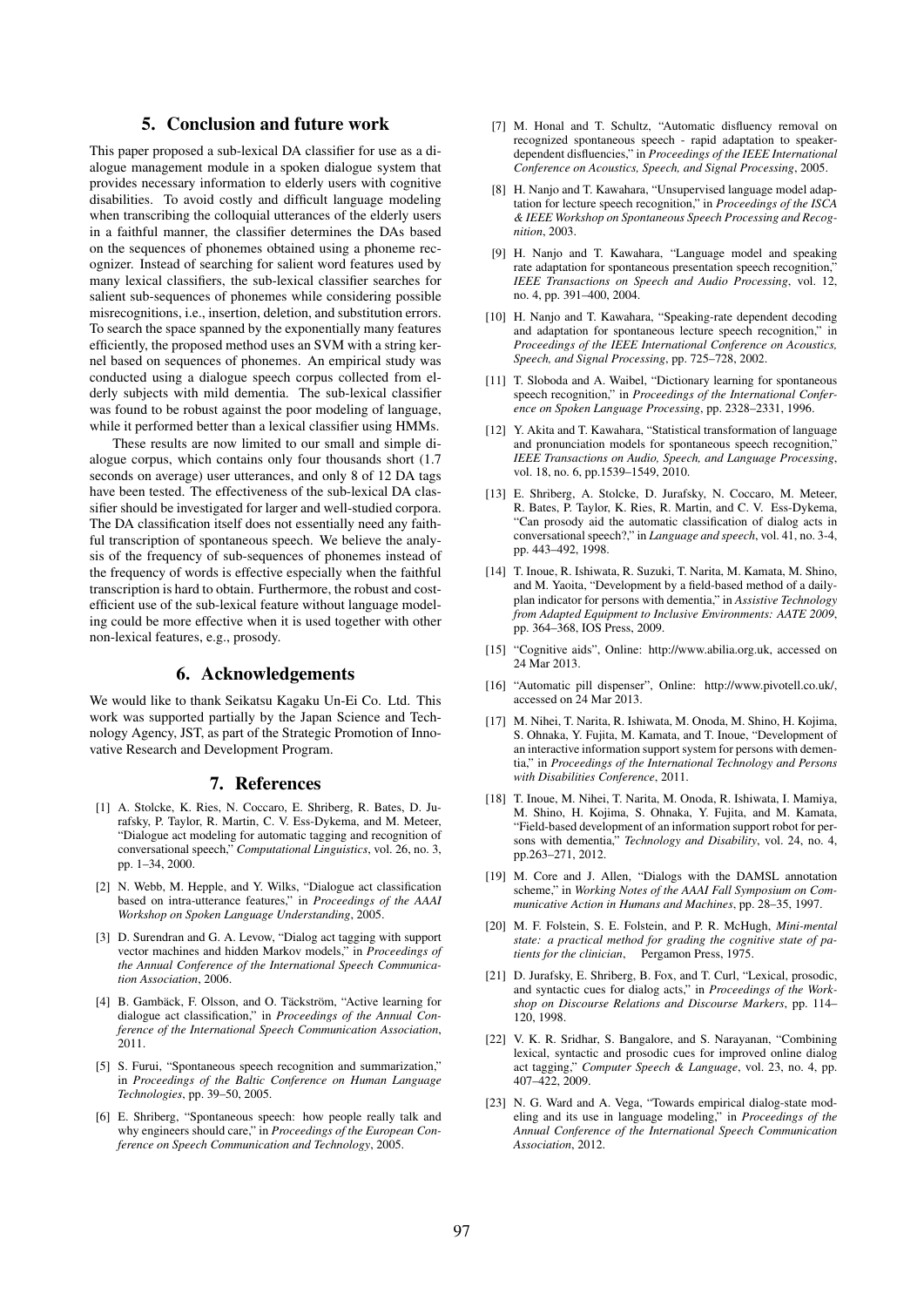## 5. Conclusion and future work

This paper proposed a sub-lexical DA classifier for use as a dialogue management module in a spoken dialogue system that provides necessary information to elderly users with cognitive disabilities. To avoid costly and difficult language modeling when transcribing the colloquial utterances of the elderly users in a faithful manner, the classifier determines the DAs based on the sequences of phonemes obtained using a phoneme recognizer. Instead of searching for salient word features used by many lexical classifiers, the sub-lexical classifier searches for salient sub-sequences of phonemes while considering possible misrecognitions, i.e., insertion, deletion, and substitution errors. To search the space spanned by the exponentially many features efficiently, the proposed method uses an SVM with a string kernel based on sequences of phonemes. An empirical study was conducted using a dialogue speech corpus collected from elderly subjects with mild dementia. The sub-lexical classifier was found to be robust against the poor modeling of language, while it performed better than a lexical classifier using HMMs.

These results are now limited to our small and simple dialogue corpus, which contains only four thousands short (1.7 seconds on average) user utterances, and only 8 of 12 DA tags have been tested. The effectiveness of the sub-lexical DA classifier should be investigated for larger and well-studied corpora. The DA classification itself does not essentially need any faithful transcription of spontaneous speech. We believe the analysis of the frequency of sub-sequences of phonemes instead of the frequency of words is effective especially when the faithful transcription is hard to obtain. Furthermore, the robust and cost-efficient use of the sub-lexical feature without language modeling could be more effective when it is used together with other non-lexical features, e.g., prosody.

## 6. Acknowledgements

We would like to thank Seikatsu Kagaku Un-Ei Co. Ltd. This work was supported partially by the Japan Science and Technology Agency, JST, as part of the Strategic Promotion of Innovative Research and Development Program.

## 7. References

[1] A. Stolcke, K. Ries, N. Coccaro, E. Shriberg, R. Bates, D. Jurafsky, P. Taylor, R. Martin, C. V. Ess-Dykema, and M. Meteer, "Dialogue act modeling for automatic tagging and recognition of conversational speech," *Computational Linguistics*, vol. 26, no. 3, pp. 1–34, 2000.

[2] N. Webb, M. Hepple, and Y. Wilks, "Dialogue act classification based on intra-utterance features," in *Proceedings of the AAAI Workshop on Spoken Language Understanding*, 2005.

[3] D. Surendran and G. A. Levow, "Dialog act tagging with support vector machines and hidden Markov models," in *Proceedings of the Annual Conference of the International Speech Communication Association*, 2006.

[4] B. Gambäck, F. Olsson, and O. Täckström, "Active learning for dialogue act classification," in *Proceedings of the Annual Conference of the International Speech Communication Association*, 2011.

[5] S. Furui, "Spontaneous speech recognition and summarization," in *Proceedings of the Baltic Conference on Human Language Technologies*, pp. 39–50, 2005.

[6] E. Shriberg, "Spontaneous speech: how people really talk and why engineers should care," in *Proceedings of the European Conference on Speech Communication and Technology*, 2005.

[7] M. Honal and T. Schultz, "Automatic disfluency removal on recognized spontaneous speech - rapid adaptation to speaker-dependent disfluencies," in *Proceedings of the IEEE International Conference on Acoustics, Speech, and Signal Processing*, 2005.

[8] H. Nanjo and T. Kawahara, "Unsupervised language model adaptation for lecture speech recognition," in *Proceedings of the ISCA & IEEE Workshop on Spontaneous Speech Processing and Recognition*, 2003.

[9] H. Nanjo and T. Kawahara, "Language model and speaking rate adaptation for spontaneous presentation speech recognition," *IEEE Transactions on Speech and Audio Processing*, vol. 12, no. 4, pp. 391–400, 2004.

[10] H. Nanjo and T. Kawahara, "Speaking-rate dependent decoding and adaptation for spontaneous lecture speech recognition," in *Proceedings of the IEEE International Conference on Acoustics, Speech, and Signal Processing*, pp. 725–728, 2002.

[11] T. Sloboda and A. Waibel, "Dictionary learning for spontaneous speech recognition," in *Proceedings of the International Conference on Spoken Language Processing*, pp. 2328–2331, 1996.

[12] Y. Akita and T. Kawahara, "Statistical transformation of language and pronunciation models for spontaneous speech recognition," *IEEE Transactions on Audio, Speech, and Language Processing*, vol. 18, no. 6, pp.1539–1549, 2010.

[13] E. Shriberg, A. Stolcke, D. Jurafsky, N. Coccaro, M. Meteer, R. Bates, P. Taylor, K. Ries, R. Martin, and C. V. Ess-Dykema, "Can prosody aid the automatic classification of dialog acts in conversational speech?," in *Language and speech*, vol. 41, no. 3-4, pp. 443–492, 1998.

[14] T. Inoue, R. Ishiwata, R. Suzuki, T. Narita, M. Kamata, M. Shino, and M. Yaoita, "Development by a field-based method of a daily-plan indicator for persons with dementia," in *Assistive Technology from Adapted Equipment to Inclusive Environments: AATE 2009*, pp. 364–368, IOS Press, 2009.

[15] "Cognitive aids", Online: http://www.abilia.org.uk, accessed on 24 Mar 2013.

[16] "Automatic pill dispenser", Online: http://www.pivotell.co.uk/, accessed on 24 Mar 2013.

[17] M. Nihei, T. Narita, R. Ishiwata, M. Onoda, M. Shino, H. Kojima, S. Ohnaka, Y. Fujita, M. Kamata, and T. Inoue, "Development of an interactive information support system for persons with dementia," in *Proceedings of the International Technology and Persons with Disabilities Conference*, 2011.

[18] T. Inoue, M. Nihei, T. Narita, M. Onoda, R. Ishiwata, I. Mamiya, M. Shino, H. Kojima, S. Ohnaka, Y. Fujita, and M. Kamata, "Field-based development of an information support robot for persons with dementia," *Technology and Disability*, vol. 24, no. 4, pp.263–271, 2012.

[19] M. Core and J. Allen, "Dialogs with the DAMSL annotation scheme," in *Working Notes of the AAAI Fall Symposium on Communicative Action in Humans and Machines*, pp. 28–35, 1997.

[20] M. F. Folstein, S. E. Folstein, and P. R. McHugh, *Mini-mental state: a practical method for grading the cognitive state of patients for the clinician*, Pergamon Press, 1975.

[21] D. Jurafsky, E. Shriberg, B. Fox, and T. Curl, "Lexical, prosodic, and syntactic cues for dialog acts," in *Proceedings of the Workshop on Discourse Relations and Discourse Markers*, pp. 114–120, 1998.

[22] V. K. R. Sridhar, S. Bangalore, and S. Narayanan, "Combining lexical, syntactic and prosodic cues for improved online dialog act tagging," *Computer Speech & Language*, vol. 23, no. 4, pp. 407–422, 2009.

[23] N. G. Ward and A. Vega, "Towards empirical dialog-state modeling and its use in language modeling," in *Proceedings of the Annual Conference of the International Speech Communication Association*, 2012.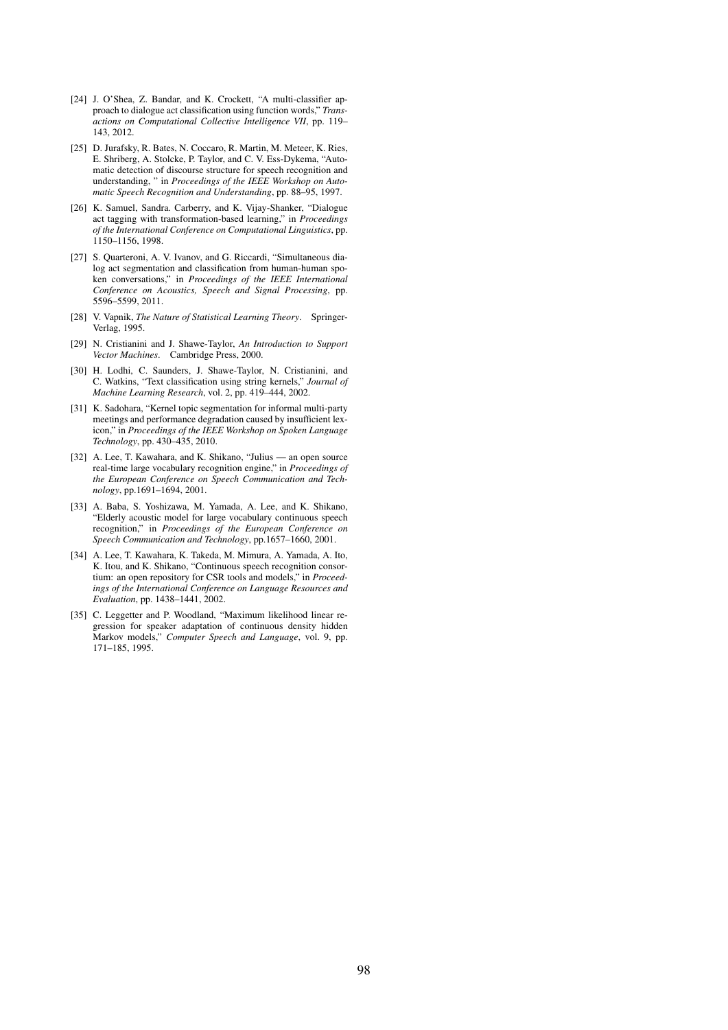[24] J. O'Shea, Z. Bandar, and K. Crockett, "A multi-classifier approach to dialogue act classification using function words," *Transactions on Computational Collective Intelligence VII*, pp. 119–143, 2012.

[25] D. Jurafsky, R. Bates, N. Coccaro, R. Martin, M. Meteer, K. Ries, E. Shriberg, A. Stolcke, P. Taylor, and C. V. Ess-Dykema, "Automatic detection of discourse structure for speech recognition and understanding, " in *Proceedings of the IEEE Workshop on Automatic Speech Recognition and Understanding*, pp. 88–95, 1997.

[26] K. Samuel, Sandra. Carberry, and K. Vijay-Shanker, "Dialogue act tagging with transformation-based learning," in *Proceedings of the International Conference on Computational Linguistics*, pp. 1150–1156, 1998.

[27] S. Quarteroni, A. V. Ivanov, and G. Riccardi, "Simultaneous dialog act segmentation and classification from human-human spoken conversations," in *Proceedings of the IEEE International Conference on Acoustics, Speech and Signal Processing*, pp. 5596–5599, 2011.

[28] V. Vapnik, *The Nature of Statistical Learning Theory*. Springer-Verlag, 1995.

[29] N. Cristianini and J. Shawe-Taylor, *An Introduction to Support Vector Machines*. Cambridge Press, 2000.

[30] H. Lodhi, C. Saunders, J. Shawe-Taylor, N. Cristianini, and C. Watkins, "Text classification using string kernels," *Journal of Machine Learning Research*, vol. 2, pp. 419–444, 2002.

[31] K. Sadohara, "Kernel topic segmentation for informal multi-party meetings and performance degradation caused by insufficient lexicon," in *Proceedings of the IEEE Workshop on Spoken Language Technology*, pp. 430–435, 2010.

[32] A. Lee, T. Kawahara, and K. Shikano, "Julius — an open source real-time large vocabulary recognition engine," in *Proceedings of the European Conference on Speech Communication and Technology*, pp.1691–1694, 2001.

[33] A. Baba, S. Yoshizawa, M. Yamada, A. Lee, and K. Shikano, "Elderly acoustic model for large vocabulary continuous speech recognition," in *Proceedings of the European Conference on Speech Communication and Technology*, pp.1657–1660, 2001.

[34] A. Lee, T. Kawahara, K. Takeda, M. Mimura, A. Yamada, A. Ito, K. Itou, and K. Shikano, "Continuous speech recognition consortium: an open repository for CSR tools and models," in *Proceedings of the International Conference on Language Resources and Evaluation*, pp. 1438–1441, 2002.

[35] C. Leggetter and P. Woodland, "Maximum likelihood linear regression for speaker adaptation of continuous density hidden Markov models," *Computer Speech and Language*, vol. 9, pp. 171–185, 1995.